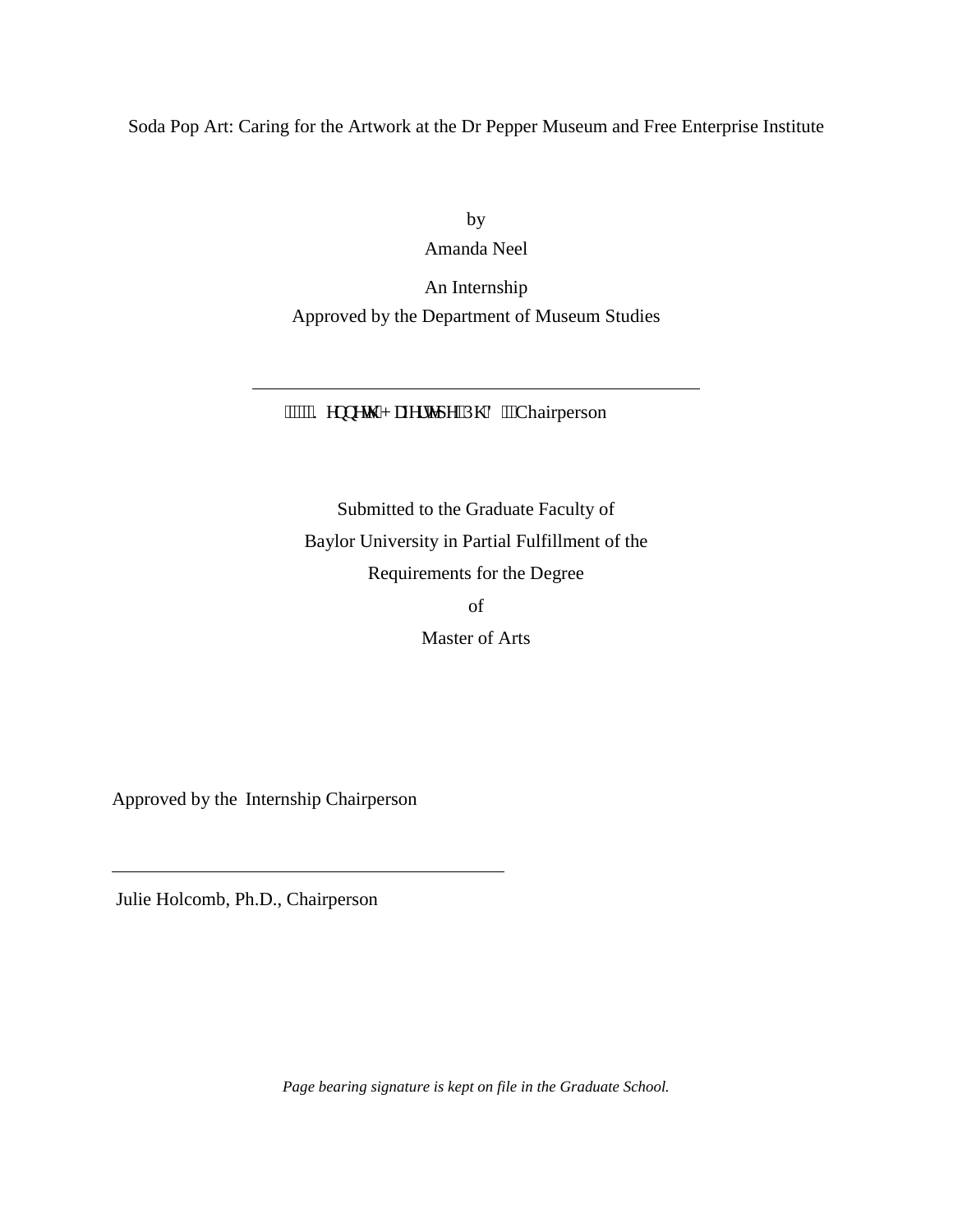Soda Pop Art: Caring for the Artwork at the Dr Pepper Museum and Free Enterprise Institute

by

Amanda Neel

An Internship

Approved by the Department of Museum Studies

---

Kenneth Hafertepe, Ph.D., Chairperson

Submitted to the Graduate Faculty of

Baylor University in Partial Fulfillment of the

Requirements for the Degree

of

Master of Arts

Approved by the Internship Chairperson

---

Julie Holcomb, Ph.D., Chairperson

*Page bearing signature is kept on file in the Graduate School.*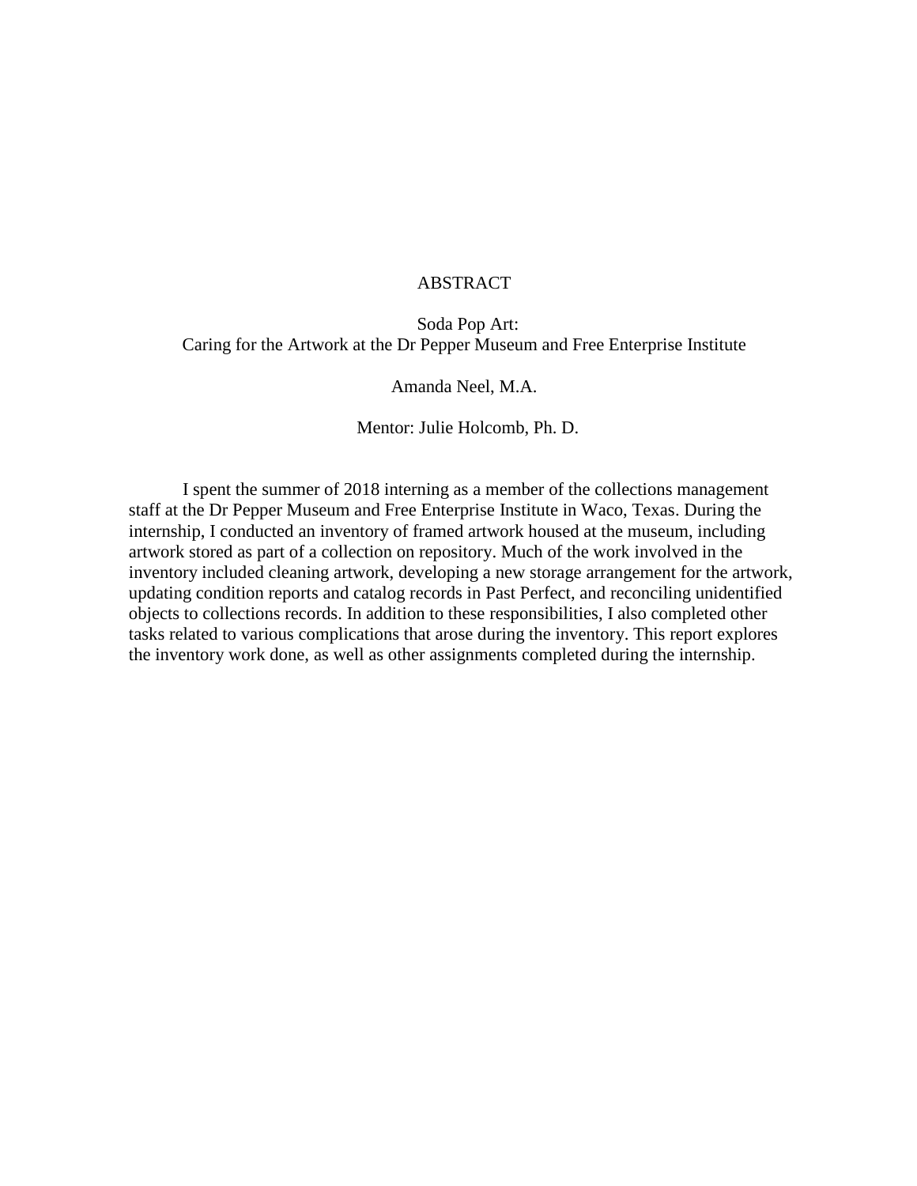# ABSTRACT

Soda Pop Art:
Caring for the Artwork at the Dr Pepper Museum and Free Enterprise Institute

Amanda Neel, M.A.

Mentor: Julie Holcomb, Ph. D.

I spent the summer of 2018 interning as a member of the collections management staff at the Dr Pepper Museum and Free Enterprise Institute in Waco, Texas. During the internship, I conducted an inventory of framed artwork housed at the museum, including artwork stored as part of a collection on repository. Much of the work involved in the inventory included cleaning artwork, developing a new storage arrangement for the artwork, updating condition reports and catalog records in Past Perfect, and reconciling unidentified objects to collections records. In addition to these responsibilities, I also completed other tasks related to various complications that arose during the inventory. This report explores the inventory work done, as well as other assignments completed during the internship.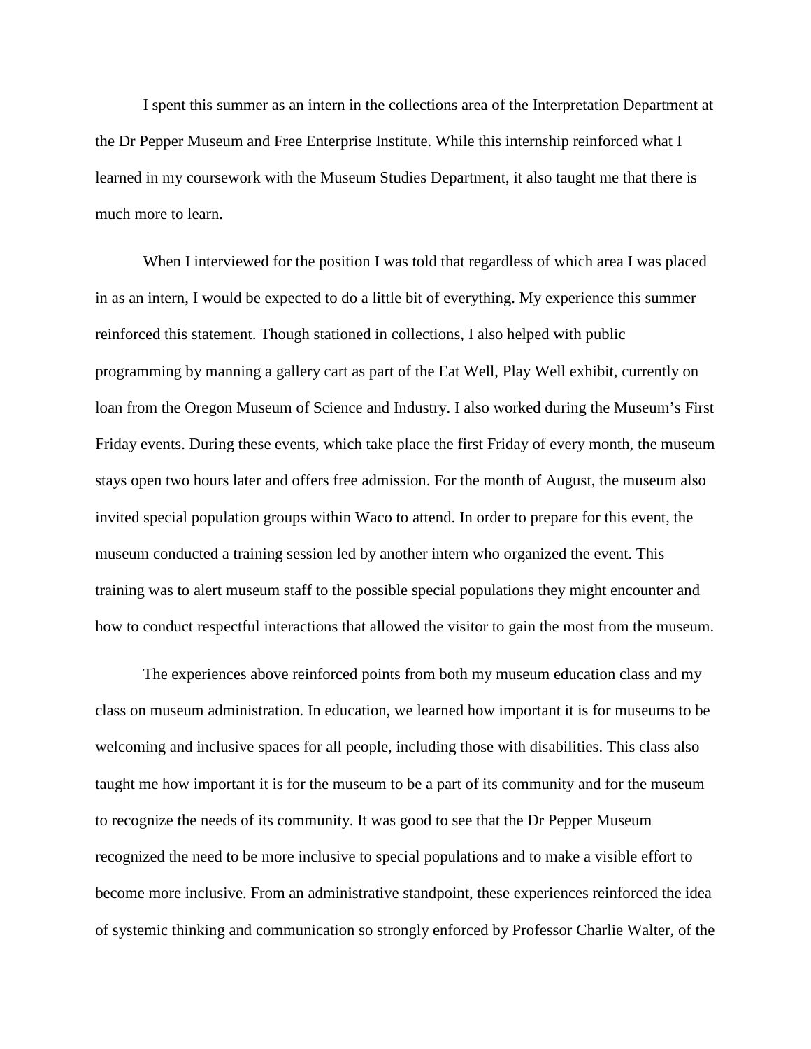I spent this summer as an intern in the collections area of the Interpretation Department at the Dr Pepper Museum and Free Enterprise Institute. While this internship reinforced what I learned in my coursework with the Museum Studies Department, it also taught me that there is much more to learn.

When I interviewed for the position I was told that regardless of which area I was placed in as an intern, I would be expected to do a little bit of everything. My experience this summer reinforced this statement. Though stationed in collections, I also helped with public programming by manning a gallery cart as part of the Eat Well, Play Well exhibit, currently on loan from the Oregon Museum of Science and Industry. I also worked during the Museum's First Friday events. During these events, which take place the first Friday of every month, the museum stays open two hours later and offers free admission. For the month of August, the museum also invited special population groups within Waco to attend. In order to prepare for this event, the museum conducted a training session led by another intern who organized the event. This training was to alert museum staff to the possible special populations they might encounter and how to conduct respectful interactions that allowed the visitor to gain the most from the museum.

The experiences above reinforced points from both my museum education class and my class on museum administration. In education, we learned how important it is for museums to be welcoming and inclusive spaces for all people, including those with disabilities. This class also taught me how important it is for the museum to be a part of its community and for the museum to recognize the needs of its community. It was good to see that the Dr Pepper Museum recognized the need to be more inclusive to special populations and to make a visible effort to become more inclusive. From an administrative standpoint, these experiences reinforced the idea of systemic thinking and communication so strongly enforced by Professor Charlie Walter, of the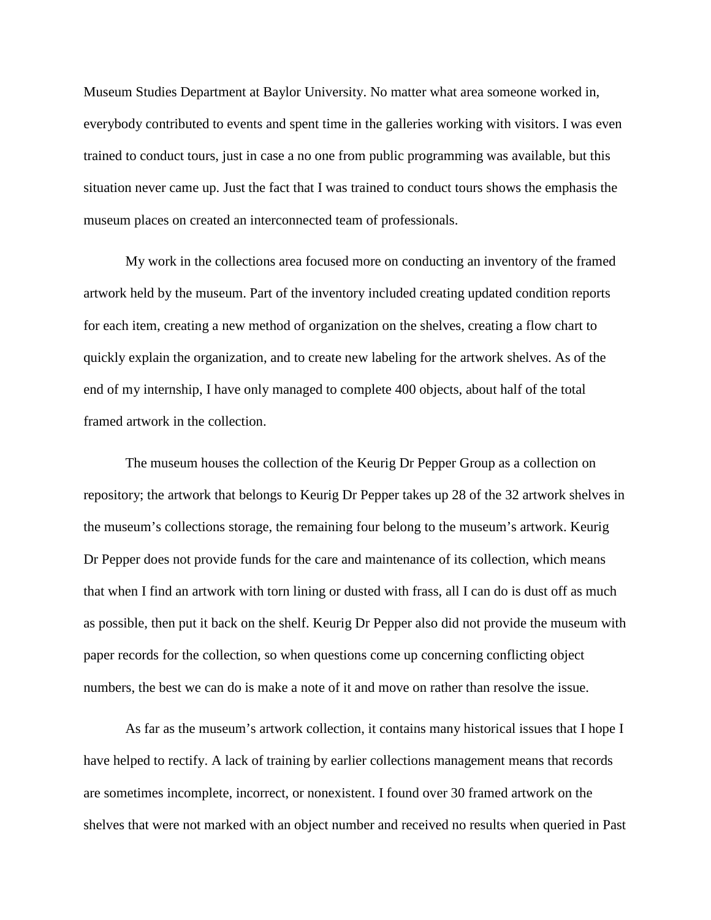Museum Studies Department at Baylor University. No matter what area someone worked in, everybody contributed to events and spent time in the galleries working with visitors. I was even trained to conduct tours, just in case a no one from public programming was available, but this situation never came up. Just the fact that I was trained to conduct tours shows the emphasis the museum places on created an interconnected team of professionals.

My work in the collections area focused more on conducting an inventory of the framed artwork held by the museum. Part of the inventory included creating updated condition reports for each item, creating a new method of organization on the shelves, creating a flow chart to quickly explain the organization, and to create new labeling for the artwork shelves. As of the end of my internship, I have only managed to complete 400 objects, about half of the total framed artwork in the collection.

The museum houses the collection of the Keurig Dr Pepper Group as a collection on repository; the artwork that belongs to Keurig Dr Pepper takes up 28 of the 32 artwork shelves in the museum's collections storage, the remaining four belong to the museum's artwork. Keurig Dr Pepper does not provide funds for the care and maintenance of its collection, which means that when I find an artwork with torn lining or dusted with frass, all I can do is dust off as much as possible, then put it back on the shelf. Keurig Dr Pepper also did not provide the museum with paper records for the collection, so when questions come up concerning conflicting object numbers, the best we can do is make a note of it and move on rather than resolve the issue.

As far as the museum's artwork collection, it contains many historical issues that I hope I have helped to rectify. A lack of training by earlier collections management means that records are sometimes incomplete, incorrect, or nonexistent. I found over 30 framed artwork on the shelves that were not marked with an object number and received no results when queried in Past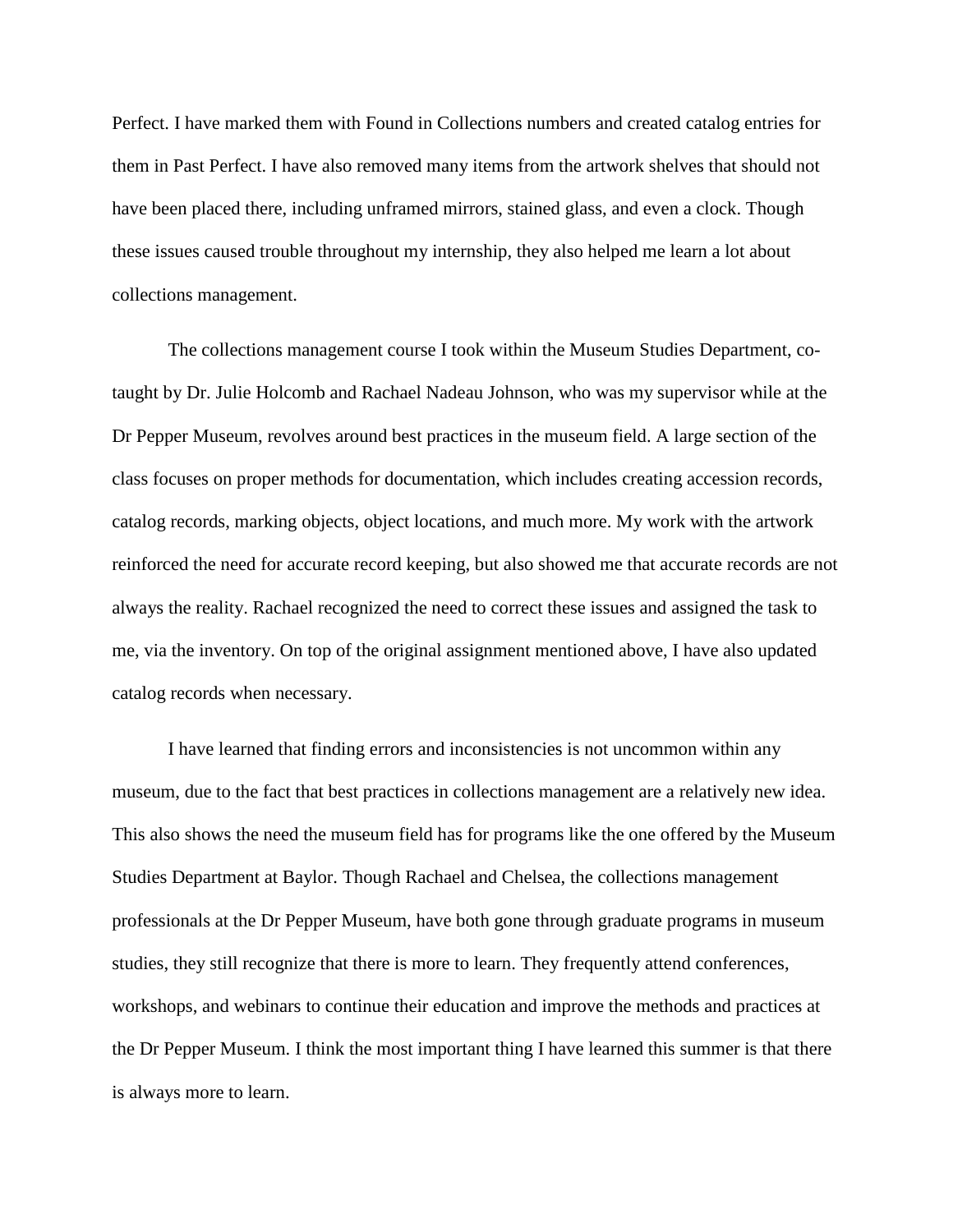Perfect. I have marked them with Found in Collections numbers and created catalog entries for them in Past Perfect. I have also removed many items from the artwork shelves that should not have been placed there, including unframed mirrors, stained glass, and even a clock. Though these issues caused trouble throughout my internship, they also helped me learn a lot about collections management.

The collections management course I took within the Museum Studies Department, co-taught by Dr. Julie Holcomb and Rachael Nadeau Johnson, who was my supervisor while at the Dr Pepper Museum, revolves around best practices in the museum field. A large section of the class focuses on proper methods for documentation, which includes creating accession records, catalog records, marking objects, object locations, and much more. My work with the artwork reinforced the need for accurate record keeping, but also showed me that accurate records are not always the reality. Rachael recognized the need to correct these issues and assigned the task to me, via the inventory. On top of the original assignment mentioned above, I have also updated catalog records when necessary.

I have learned that finding errors and inconsistencies is not uncommon within any museum, due to the fact that best practices in collections management are a relatively new idea. This also shows the need the museum field has for programs like the one offered by the Museum Studies Department at Baylor. Though Rachael and Chelsea, the collections management professionals at the Dr Pepper Museum, have both gone through graduate programs in museum studies, they still recognize that there is more to learn. They frequently attend conferences, workshops, and webinars to continue their education and improve the methods and practices at the Dr Pepper Museum. I think the most important thing I have learned this summer is that there is always more to learn.